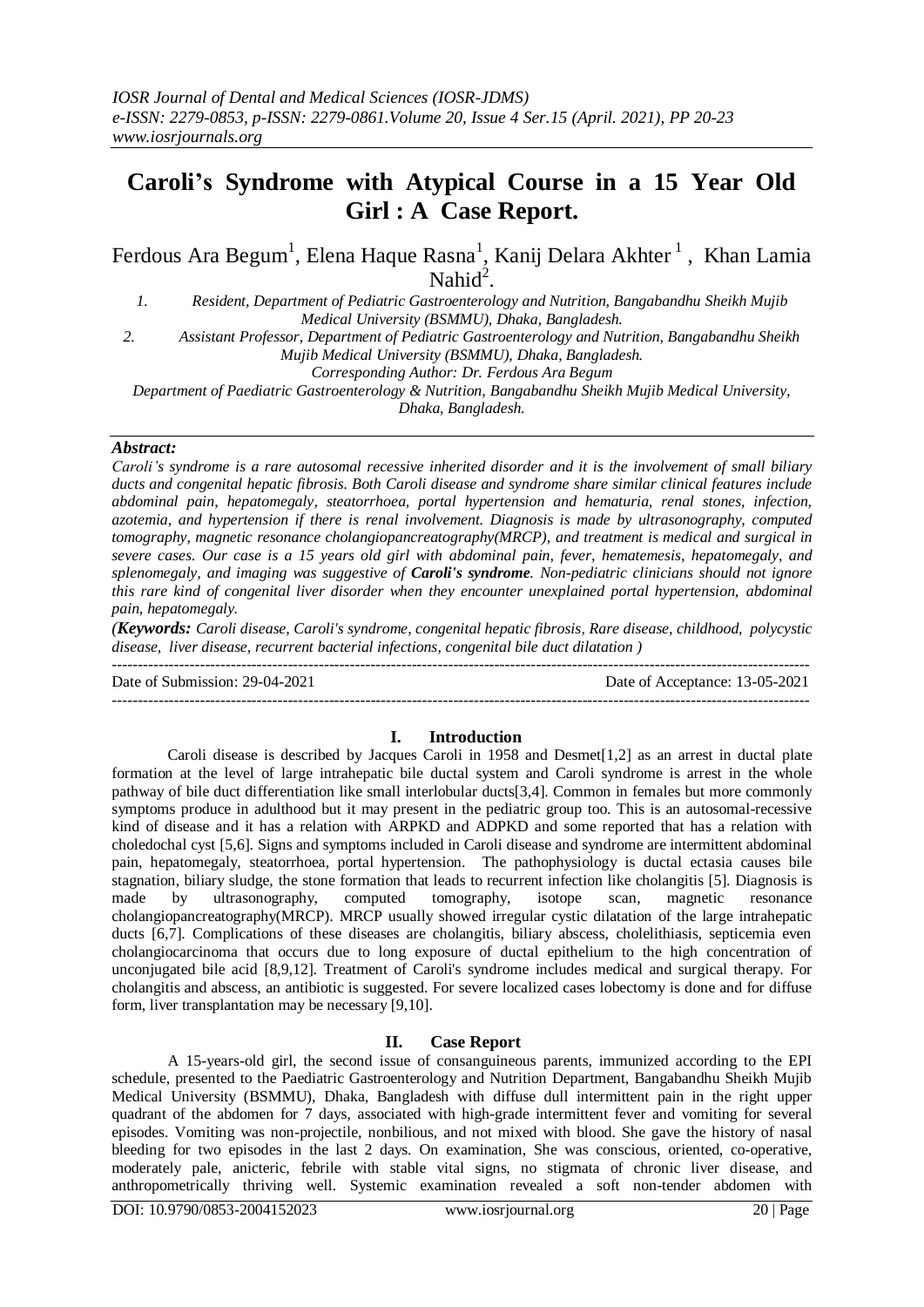# Caroli's Syndrome with Atypical Course in a 15 Year Old Girl : A Case Report.

Ferdous Ara Begum[1], Elena Haque Rasna[1], Kanij Delara Akhter [1] , Khan Lamia Nahid[2].

*1. Resident, Department of Pediatric Gastroenterology and Nutrition, Bangabandhu Sheikh Mujib Medical University (BSMMU), Dhaka, Bangladesh.*

*2. Assistant Professor, Department of Pediatric Gastroenterology and Nutrition, Bangabandhu Sheikh Mujib Medical University (BSMMU), Dhaka, Bangladesh.*

*Corresponding Author: Dr. Ferdous Ara Begum*

*Department of Paediatric Gastroenterology & Nutrition, Bangabandhu Sheikh Mujib Medical University, Dhaka, Bangladesh.*

## *Abstract:*

*Caroli's syndrome is a rare autosomal recessive inherited disorder and it is the involvement of small biliary ducts and congenital hepatic fibrosis. Both Caroli disease and syndrome share similar clinical features include abdominal pain, hepatomegaly, steatorrhoea, portal hypertension and hematuria, renal stones, infection, azotemia, and hypertension if there is renal involvement. Diagnosis is made by ultrasonography, computed tomography, magnetic resonance cholangiopancreatography(MRCP), and treatment is medical and surgical in severe cases. Our case is a 15 years old girl with abdominal pain, fever, hematemesis, hepatomegaly, and splenomegaly, and imaging was suggestive of* ***Caroli's syndrome****. Non-pediatric clinicians should not ignore this rare kind of congenital liver disorder when they encounter unexplained portal hypertension, abdominal pain, hepatomegaly.*

*(**Keywords:** Caroli disease, Caroli's syndrome, congenital hepatic fibrosis, Rare disease, childhood, polycystic disease, liver disease, recurrent bacterial infections, congenital bile duct dilatation )*

---

Date of Submission: 29-04-2021 Date of Acceptance: 13-05-2021

---

## I. Introduction

Caroli disease is described by Jacques Caroli in 1958 and Desmet[1,2] as an arrest in ductal plate formation at the level of large intrahepatic bile ductal system and Caroli syndrome is arrest in the whole pathway of bile duct differentiation like small interlobular ducts[3,4]. Common in females but more commonly symptoms produce in adulthood but it may present in the pediatric group too. This is an autosomal-recessive kind of disease and it has a relation with ARPKD and ADPKD and some reported that has a relation with choledochal cyst [5,6]. Signs and symptoms included in Caroli disease and syndrome are intermittent abdominal pain, hepatomegaly, steatorrhoea, portal hypertension. The pathophysiology is ductal ectasia causes bile stagnation, biliary sludge, the stone formation that leads to recurrent infection like cholangitis [5]. Diagnosis is made by ultrasonography, computed tomography, isotope scan, magnetic resonance cholangiopancreatography(MRCP). MRCP usually showed irregular cystic dilatation of the large intrahepatic ducts [6,7]. Complications of these diseases are cholangitis, biliary abscess, cholelithiasis, septicemia even cholangiocarcinoma that occurs due to long exposure of ductal epithelium to the high concentration of unconjugated bile acid [8,9,12]. Treatment of Caroli's syndrome includes medical and surgical therapy. For cholangitis and abscess, an antibiotic is suggested. For severe localized cases lobectomy is done and for diffuse form, liver transplantation may be necessary [9,10].

## II. Case Report

A 15-years-old girl, the second issue of consanguineous parents, immunized according to the EPI schedule, presented to the Paediatric Gastroenterology and Nutrition Department, Bangabandhu Sheikh Mujib Medical University (BSMMU), Dhaka, Bangladesh with diffuse dull intermittent pain in the right upper quadrant of the abdomen for 7 days, associated with high-grade intermittent fever and vomiting for several episodes. Vomiting was non-projectile, nonbilious, and not mixed with blood. She gave the history of nasal bleeding for two episodes in the last 2 days. On examination, She was conscious, oriented, co-operative, moderately pale, anicteric, febrile with stable vital signs, no stigmata of chronic liver disease, and anthropometrically thriving well. Systemic examination revealed a soft non-tender abdomen with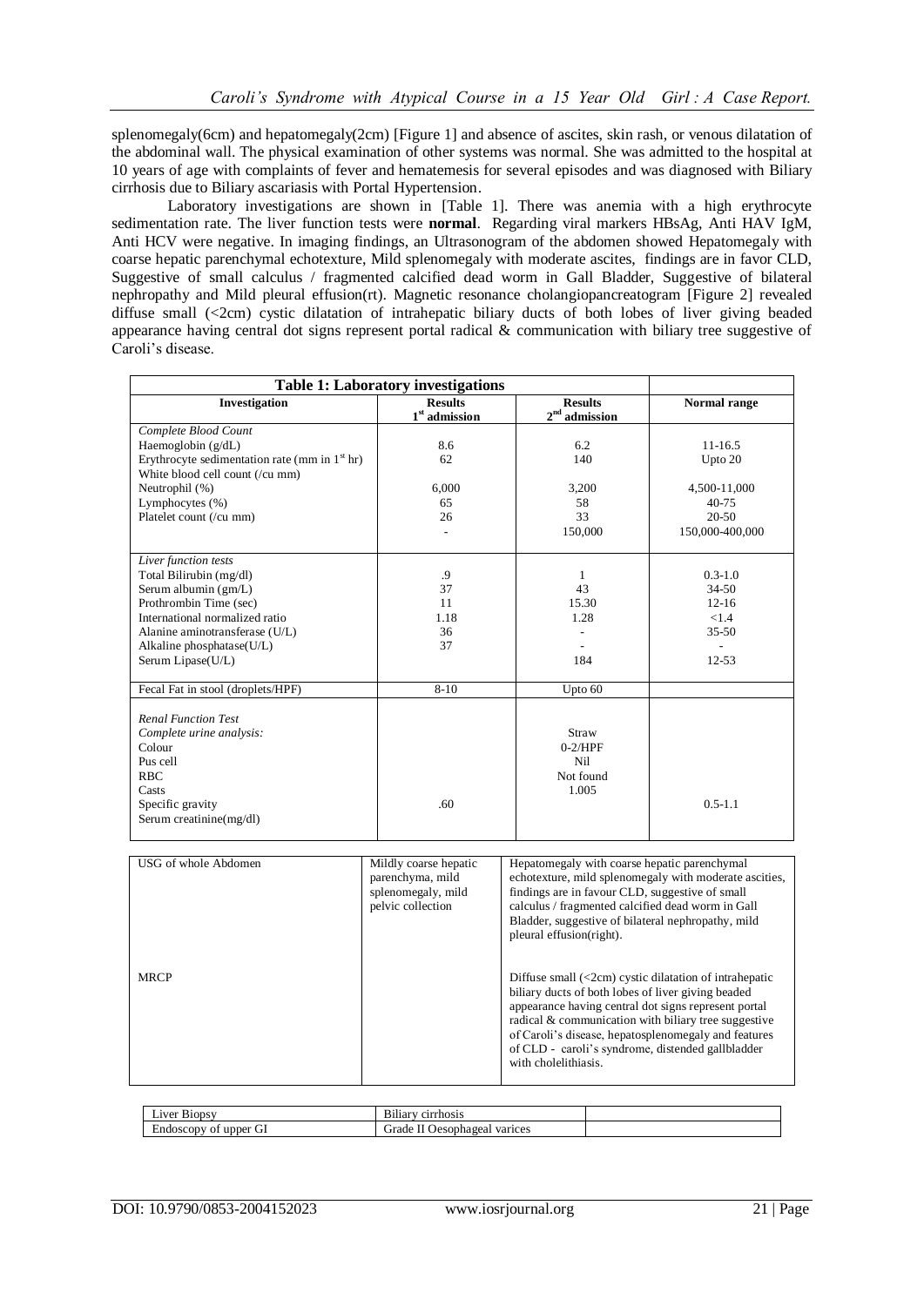splenomegaly(6cm) and hepatomegaly(2cm) [Figure 1] and absence of ascites, skin rash, or venous dilatation of the abdominal wall. The physical examination of other systems was normal. She was admitted to the hospital at 10 years of age with complaints of fever and hematemesis for several episodes and was diagnosed with Biliary cirrhosis due to Biliary ascariasis with Portal Hypertension.

Laboratory investigations are shown in [Table 1]. There was anemia with a high erythrocyte sedimentation rate. The liver function tests were **normal**. Regarding viral markers HBsAg, Anti HAV IgM, Anti HCV were negative. In imaging findings, an Ultrasonogram of the abdomen showed Hepatomegaly with coarse hepatic parenchymal echotexture, Mild splenomegaly with moderate ascites, findings are in favor CLD, Suggestive of small calculus / fragmented calcified dead worm in Gall Bladder, Suggestive of bilateral nephropathy and Mild pleural effusion(rt). Magnetic resonance cholangiopancreatogram [Figure 2] revealed diffuse small (<2cm) cystic dilatation of intrahepatic biliary ducts of both lobes of liver giving beaded appearance having central dot signs represent portal radical & communication with biliary tree suggestive of Caroli's disease.

**Table 1: Laboratory investigations**

| Investigation | Results 1st admission | Results 2nd admission | Normal range |
|---|---|---|---|
| *Complete Blood Count* | | | |
| Haemoglobin (g/dL) | 8.6 | 6.2 | 11-16.5 |
| Erythrocyte sedimentation rate (mm in 1st hr) | 62 | 140 | Upto 20 |
| White blood cell count (/cu mm) | | | |
| Neutrophil (%) | 6,000 | 3,200 | 4,500-11,000 |
| Lymphocytes (%) | 65 | 58 | 40-75 |
| Platelet count (/cu mm) | 26 | 33 | 20-50 |
| | - | 150,000 | 150,000-400,000 |
| *Liver function tests* | | | |
| Total Bilirubin (mg/dl) | .9 | 1 | 0.3-1.0 |
| Serum albumin (gm/L) | 37 | 43 | 34-50 |
| Prothrombin Time (sec) | 11 | 15.30 | 12-16 |
| International normalized ratio | 1.18 | 1.28 | <1.4 |
| Alanine aminotransferase (U/L) | 36 | - | 35-50 |
| Alkaline phosphatase(U/L) | 37 | - | - |
| Serum Lipase(U/L) | | 184 | 12-53 |
| Fecal Fat in stool (droplets/HPF) | 8-10 | Upto 60 | |
| *Renal Function Test* | | | |
| *Complete urine analysis:* | | | |
| Colour | | Straw | |
| Pus cell | | 0-2/HPF | |
| RBC | | Nil | |
| Casts | | Not found | |
| Specific gravity | | 1.005 | |
| Serum creatinine(mg/dl) | .60 | | 0.5-1.1 |
| USG of whole Abdomen | Mildly coarse hepatic parenchyma, mild splenomegaly, mild pelvic collection | Hepatomegaly with coarse hepatic parenchymal echotexture, mild splenomegaly with moderate ascities, findings are in favour CLD, suggestive of small calculus / fragmented calcified dead worm in Gall Bladder, suggestive of bilateral nephropathy, mild pleural effusion(right). | |
| MRCP | | Diffuse small (<2cm) cystic dilatation of intrahepatic biliary ducts of both lobes of liver giving beaded appearance having central dot signs represent portal radical & communication with biliary tree suggestive of Caroli's disease, hepatosplenomegaly and features of CLD - caroli's syndrome, distended gallbladder with cholelithiasis. | |
| Liver Biopsy | Biliary cirrhosis | | |
| Endoscopy of upper GI | Grade II Oesophageal varices | | |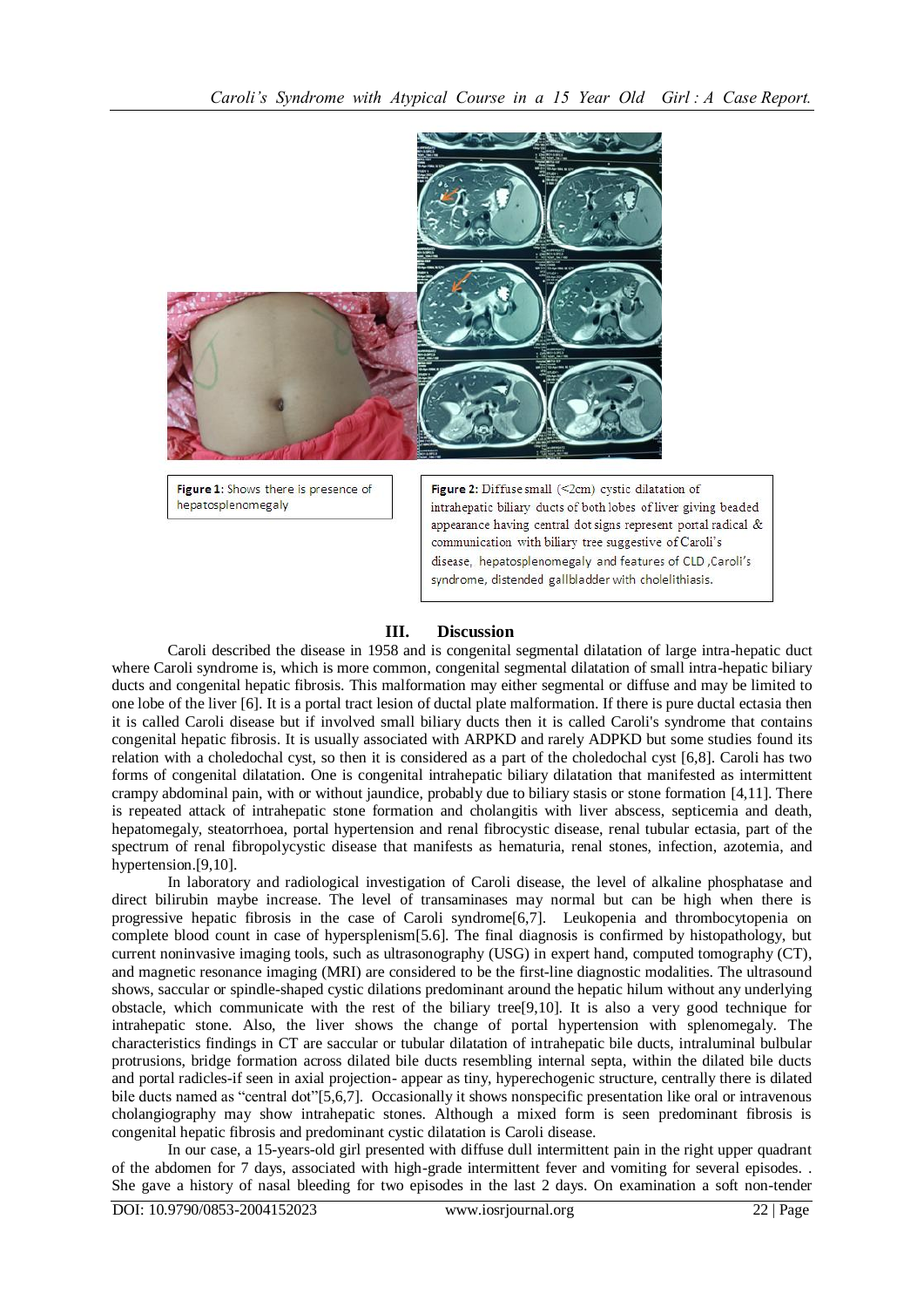Figure 1: Shows there is presence of hepatosplenomegaly

Figure 2: Diffuse small (<2cm) cystic dilatation of intrahepatic biliary ducts of both lobes of liver giving beaded appearance having central dot signs represent portal radical & communication with biliary tree suggestive of Caroli's disease, hepatosplenomegaly and features of CLD ,Caroli's syndrome, distended gallbladder with cholelithiasis.

## III. Discussion

Caroli described the disease in 1958 and is congenital segmental dilatation of large intra-hepatic duct where Caroli syndrome is, which is more common, congenital segmental dilatation of small intra-hepatic biliary ducts and congenital hepatic fibrosis. This malformation may either segmental or diffuse and may be limited to one lobe of the liver [6]. It is a portal tract lesion of ductal plate malformation. If there is pure ductal ectasia then it is called Caroli disease but if involved small biliary ducts then it is called Caroli's syndrome that contains congenital hepatic fibrosis. It is usually associated with ARPKD and rarely ADPKD but some studies found its relation with a choledochal cyst, so then it is considered as a part of the choledochal cyst [6,8]. Caroli has two forms of congenital dilatation. One is congenital intrahepatic biliary dilatation that manifested as intermittent crampy abdominal pain, with or without jaundice, probably due to biliary stasis or stone formation [4,11]. There is repeated attack of intrahepatic stone formation and cholangitis with liver abscess, septicemia and death, hepatomegaly, steatorrhoea, portal hypertension and renal fibrocystic disease, renal tubular ectasia, part of the spectrum of renal fibropolycystic disease that manifests as hematuria, renal stones, infection, azotemia, and hypertension.[9,10].

In laboratory and radiological investigation of Caroli disease, the level of alkaline phosphatase and direct bilirubin maybe increase. The level of transaminases may normal but can be high when there is progressive hepatic fibrosis in the case of Caroli syndrome[6,7]. Leukopenia and thrombocytopenia on complete blood count in case of hypersplenism[5.6]. The final diagnosis is confirmed by histopathology, but current noninvasive imaging tools, such as ultrasonography (USG) in expert hand, computed tomography (CT), and magnetic resonance imaging (MRI) are considered to be the first-line diagnostic modalities. The ultrasound shows, saccular or spindle-shaped cystic dilations predominant around the hepatic hilum without any underlying obstacle, which communicate with the rest of the biliary tree[9,10]. It is also a very good technique for intrahepatic stone. Also, the liver shows the change of portal hypertension with splenomegaly. The characteristics findings in CT are saccular or tubular dilatation of intrahepatic bile ducts, intraluminal bulbular protrusions, bridge formation across dilated bile ducts resembling internal septa, within the dilated bile ducts and portal radicles-if seen in axial projection- appear as tiny, hyperechogenic structure, centrally there is dilated bile ducts named as "central dot"[5,6,7]. Occasionally it shows nonspecific presentation like oral or intravenous cholangiography may show intrahepatic stones. Although a mixed form is seen predominant fibrosis is congenital hepatic fibrosis and predominant cystic dilatation is Caroli disease.

In our case, a 15-years-old girl presented with diffuse dull intermittent pain in the right upper quadrant of the abdomen for 7 days, associated with high-grade intermittent fever and vomiting for several episodes. . She gave a history of nasal bleeding for two episodes in the last 2 days. On examination a soft non-tender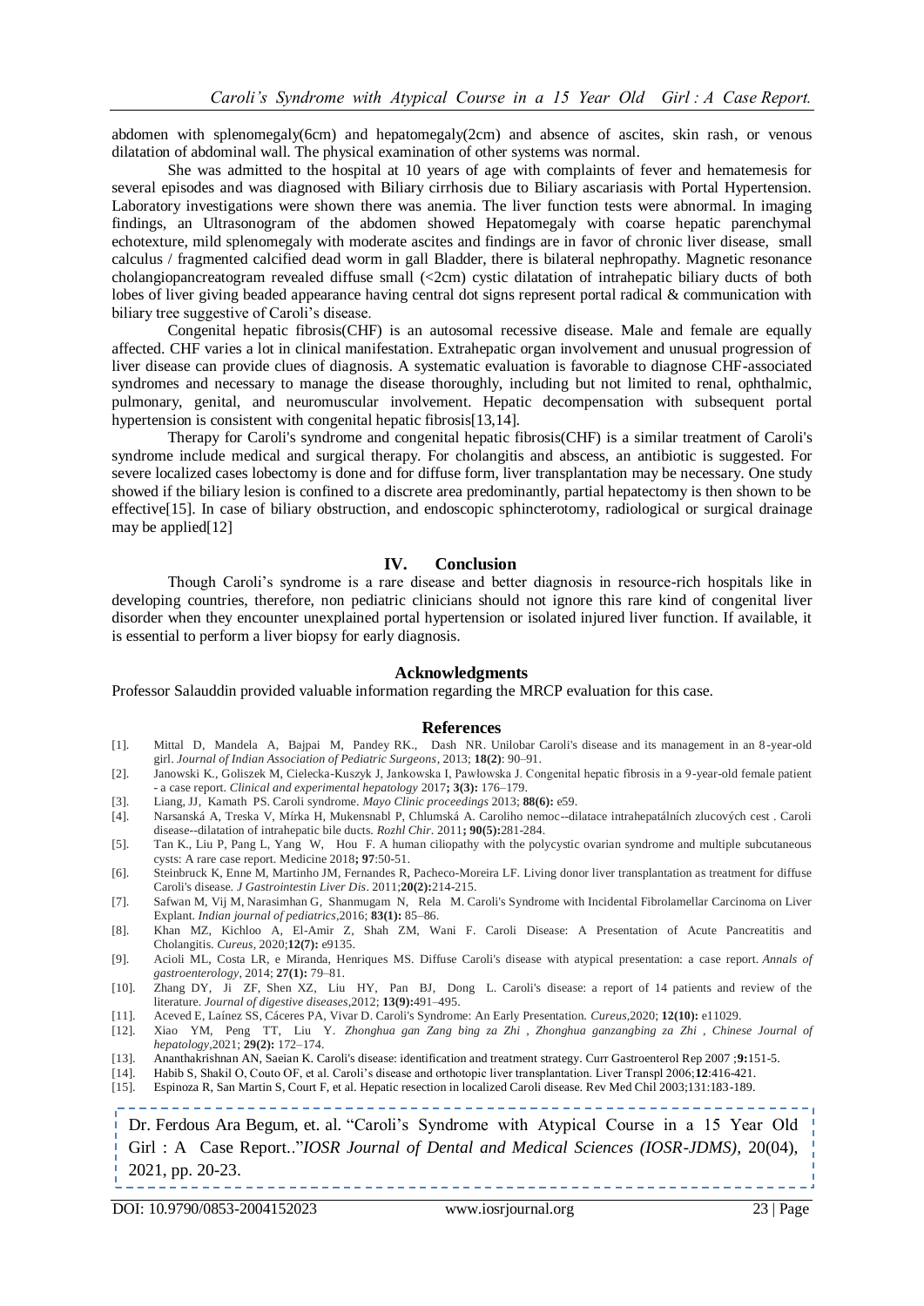abdomen with splenomegaly(6cm) and hepatomegaly(2cm) and absence of ascites, skin rash, or venous dilatation of abdominal wall. The physical examination of other systems was normal.

She was admitted to the hospital at 10 years of age with complaints of fever and hematemesis for several episodes and was diagnosed with Biliary cirrhosis due to Biliary ascariasis with Portal Hypertension. Laboratory investigations were shown there was anemia. The liver function tests were abnormal. In imaging findings, an Ultrasonogram of the abdomen showed Hepatomegaly with coarse hepatic parenchymal echotexture, mild splenomegaly with moderate ascites and findings are in favor of chronic liver disease, small calculus / fragmented calcified dead worm in gall Bladder, there is bilateral nephropathy. Magnetic resonance cholangiopancreatogram revealed diffuse small (<2cm) cystic dilatation of intrahepatic biliary ducts of both lobes of liver giving beaded appearance having central dot signs represent portal radical & communication with biliary tree suggestive of Caroli's disease.

Congenital hepatic fibrosis(CHF) is an autosomal recessive disease. Male and female are equally affected. CHF varies a lot in clinical manifestation. Extrahepatic organ involvement and unusual progression of liver disease can provide clues of diagnosis. A systematic evaluation is favorable to diagnose CHF-associated syndromes and necessary to manage the disease thoroughly, including but not limited to renal, ophthalmic, pulmonary, genital, and neuromuscular involvement. Hepatic decompensation with subsequent portal hypertension is consistent with congenital hepatic fibrosis[13,14].

Therapy for Caroli's syndrome and congenital hepatic fibrosis(CHF) is a similar treatment of Caroli's syndrome include medical and surgical therapy. For cholangitis and abscess, an antibiotic is suggested. For severe localized cases lobectomy is done and for diffuse form, liver transplantation may be necessary. One study showed if the biliary lesion is confined to a discrete area predominantly, partial hepatectomy is then shown to be effective[15]. In case of biliary obstruction, and endoscopic sphincterotomy, radiological or surgical drainage may be applied[12]

## IV. Conclusion

Though Caroli's syndrome is a rare disease and better diagnosis in resource-rich hospitals like in developing countries, therefore, non pediatric clinicians should not ignore this rare kind of congenital liver disorder when they encounter unexplained portal hypertension or isolated injured liver function. If available, it is essential to perform a liver biopsy for early diagnosis.

### Acknowledgments

Professor Salauddin provided valuable information regarding the MRCP evaluation for this case.

### References

[1]. Mittal D, Mandela A, Bajpai M, Pandey RK., Dash NR. Unilobar Caroli's disease and its management in an 8-year-old girl. *Journal of Indian Association of Pediatric Surgeons*, 2013; **18(2)**: 90–91.

[2]. Janowski K., Goliszek M, Cielecka-Kuszyk J, Jankowska I, Pawłowska J. Congenital hepatic fibrosis in a 9-year-old female patient - a case report. *Clinical and experimental hepatology* 2017**; 3(3):** 176–179.

[3]. Liang, JJ, Kamath PS. Caroli syndrome. *Mayo Clinic proceedings* 2013; **88(6):** e59.

[4]. Narsanská A, Treska V, Mírka H, Mukensnabl P, Chlumská A. Caroliho nemoc--dilatace intrahepatálních zlucových cest . Caroli disease--dilatation of intrahepatic bile ducts. *Rozhl Chir*. 2011**; 90(5):**281-284.

[5]. Tan K., Liu P, Pang L, Yang W, Hou F. A human ciliopathy with the polycystic ovarian syndrome and multiple subcutaneous cysts: A rare case report. Medicine 2018**; 97**:50-51.

[6]. Steinbruck K, Enne M, Martinho JM, Fernandes R, Pacheco-Moreira LF. Living donor liver transplantation as treatment for diffuse Caroli's disease. *J Gastrointestin Liver Dis*. 2011;**20(2):**214-215.

[7]. Safwan M, Vij M, Narasimhan G, Shanmugam N, Rela M. Caroli's Syndrome with Incidental Fibrolamellar Carcinoma on Liver Explant. *Indian journal of pediatrics*,2016; **83(1):** 85–86.

[8]. Khan MZ, Kichloo A, El-Amir Z, Shah ZM, Wani F. Caroli Disease: A Presentation of Acute Pancreatitis and Cholangitis. *Cureus*, 2020;**12(7):** e9135.

[9]. Acioli ML, Costa LR, e Miranda, Henriques MS. Diffuse Caroli's disease with atypical presentation: a case report. *Annals of gastroenterology*, 2014; **27(1):** 79–81.

[10]. Zhang DY, Ji ZF, Shen XZ, Liu HY, Pan BJ, Dong L. Caroli's disease: a report of 14 patients and review of the literature. *Journal of digestive diseases*,2012; **13(9):**491–495.

[11]. Aceved E, Laínez SS, Cáceres PA, Vivar D. Caroli's Syndrome: An Early Presentation. *Cureus*,2020; **12(10):** e11029.

[12]. Xiao YM, Peng TT, Liu Y. *Zhonghua gan Zang bing za Zhi , Zhonghua ganzangbing za Zhi , Chinese Journal of hepatology*,2021; **29(2):** 172–174.

[13]. Ananthakrishnan AN, Saeian K. Caroli's disease: identification and treatment strategy. Curr Gastroenterol Rep 2007 ;**9:**151-5.

[14]. Habib S, Shakil O, Couto OF, et al. Caroli's disease and orthotopic liver transplantation. Liver Transpl 2006;**12**:416-421.

[15]. Espinoza R, San Martin S, Court F, et al. Hepatic resection in localized Caroli disease. Rev Med Chil 2003;131:183-189.

Dr. Ferdous Ara Begum, et. al. "Caroli's Syndrome with Atypical Course in a 15 Year Old Girl : A Case Report.."*IOSR Journal of Dental and Medical Sciences (IOSR-JDMS)*, 20(04), 2021, pp. 20-23.